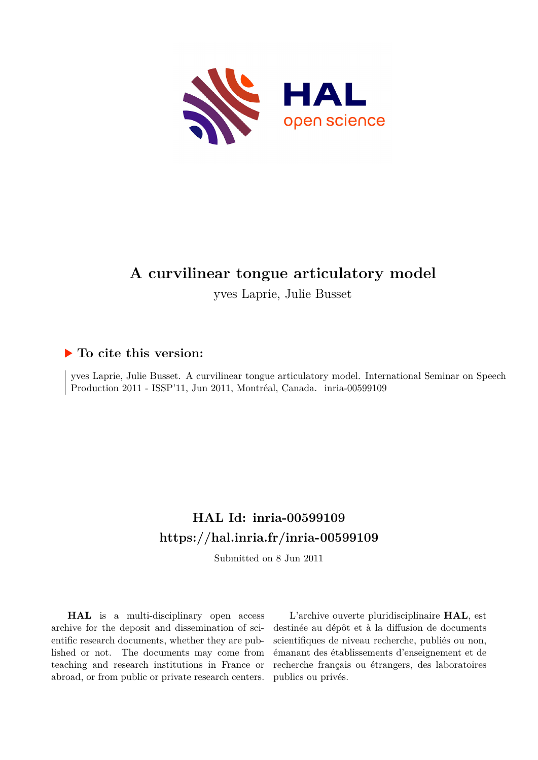# A curvilinear tongue articulatory model

yves Laprie, Julie Busset

## ▶ To cite this version:

yves Laprie, Julie Busset. A curvilinear tongue articulatory model. International Seminar on Speech Production 2011 - ISSP'11, Jun 2011, Montréal, Canada. inria-00599109

## HAL Id: inria-00599109

## https://hal.inria.fr/inria-00599109

Submitted on 8 Jun 2011

**HAL** is a multi-disciplinary open access archive for the deposit and dissemination of scientific research documents, whether they are published or not. The documents may come from teaching and research institutions in France or abroad, or from public or private research centers.

L'archive ouverte pluridisciplinaire **HAL**, est destinée au dépôt et à la diffusion de documents scientifiques de niveau recherche, publiés ou non, émanant des établissements d'enseignement et de recherche français ou étrangers, des laboratoires publics ou privés.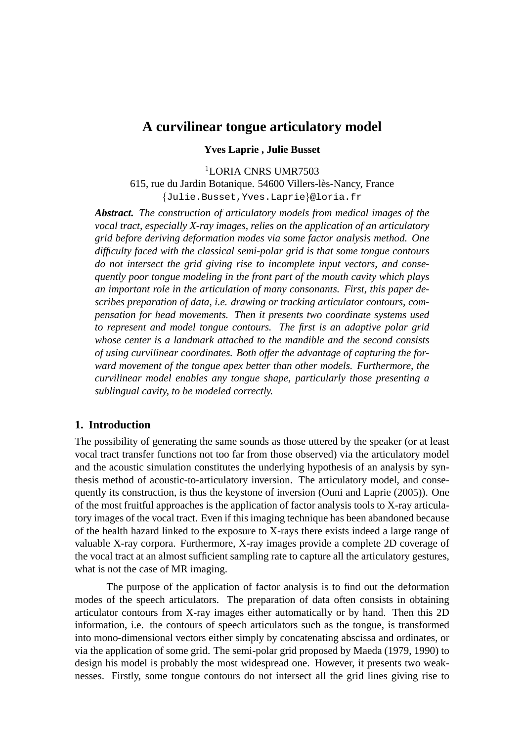# A curvilinear tongue articulatory model

**Yves Laprie , Julie Busset**

[1]LORIA CNRS UMR7503
615, rue du Jardin Botanique. 54600 Villers-lès-Nancy, France
{Julie.Busset,Yves.Laprie}@loria.fr

***Abstract.*** *The construction of articulatory models from medical images of the vocal tract, especially X-ray images, relies on the application of an articulatory grid before deriving deformation modes via some factor analysis method. One difficulty faced with the classical semi-polar grid is that some tongue contours do not intersect the grid giving rise to incomplete input vectors, and consequently poor tongue modeling in the front part of the mouth cavity which plays an important role in the articulation of many consonants. First, this paper describes preparation of data, i.e. drawing or tracking articulator contours, compensation for head movements. Then it presents two coordinate systems used to represent and model tongue contours. The first is an adaptive polar grid whose center is a landmark attached to the mandible and the second consists of using curvilinear coordinates. Both offer the advantage of capturing the forward movement of the tongue apex better than other models. Furthermore, the curvilinear model enables any tongue shape, particularly those presenting a sublingual cavity, to be modeled correctly.*

## 1. Introduction

The possibility of generating the same sounds as those uttered by the speaker (or at least vocal tract transfer functions not too far from those observed) via the articulatory model and the acoustic simulation constitutes the underlying hypothesis of an analysis by synthesis method of acoustic-to-articulatory inversion. The articulatory model, and consequently its construction, is thus the keystone of inversion (Ouni and Laprie (2005)). One of the most fruitful approaches is the application of factor analysis tools to X-ray articulatory images of the vocal tract. Even if this imaging technique has been abandoned because of the health hazard linked to the exposure to X-rays there exists indeed a large range of valuable X-ray corpora. Furthermore, X-ray images provide a complete 2D coverage of the vocal tract at an almost sufficient sampling rate to capture all the articulatory gestures, what is not the case of MR imaging.

The purpose of the application of factor analysis is to find out the deformation modes of the speech articulators. The preparation of data often consists in obtaining articulator contours from X-ray images either automatically or by hand. Then this 2D information, i.e. the contours of speech articulators such as the tongue, is transformed into mono-dimensional vectors either simply by concatenating abscissa and ordinates, or via the application of some grid. The semi-polar grid proposed by Maeda (1979, 1990) to design his model is probably the most widespread one. However, it presents two weaknesses. Firstly, some tongue contours do not intersect all the grid lines giving rise to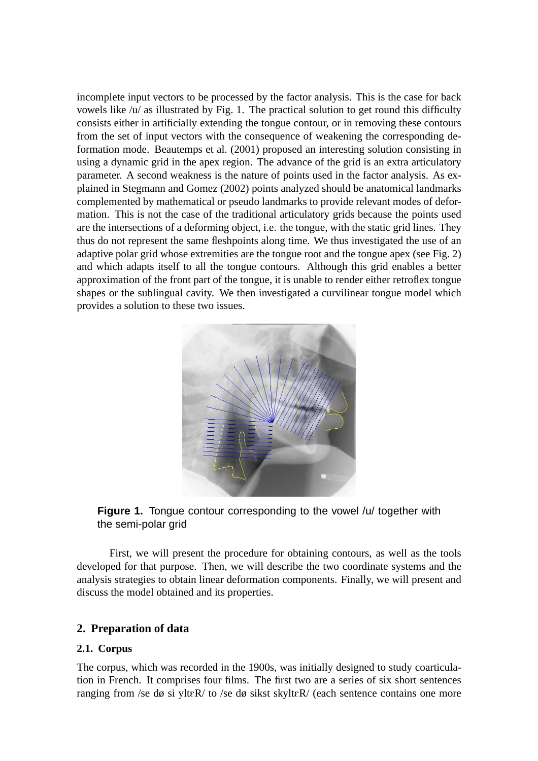incomplete input vectors to be processed by the factor analysis. This is the case for back vowels like /u/ as illustrated by Fig. 1. The practical solution to get round this difficulty consists either in artificially extending the tongue contour, or in removing these contours from the set of input vectors with the consequence of weakening the corresponding deformation mode. Beautemps et al. (2001) proposed an interesting solution consisting in using a dynamic grid in the apex region. The advance of the grid is an extra articulatory parameter. A second weakness is the nature of points used in the factor analysis. As explained in Stegmann and Gomez (2002) points analyzed should be anatomical landmarks complemented by mathematical or pseudo landmarks to provide relevant modes of deformation. This is not the case of the traditional articulatory grids because the points used are the intersections of a deforming object, i.e. the tongue, with the static grid lines. They thus do not represent the same fleshpoints along time. We thus investigated the use of an adaptive polar grid whose extremities are the tongue root and the tongue apex (see Fig. 2) and which adapts itself to all the tongue contours. Although this grid enables a better approximation of the front part of the tongue, it is unable to render either retroflex tongue shapes or the sublingual cavity. We then investigated a curvilinear tongue model which provides a solution to these two issues.

**Figure 1.** Tongue contour corresponding to the vowel /u/ together with the semi-polar grid

First, we will present the procedure for obtaining contours, as well as the tools developed for that purpose. Then, we will describe the two coordinate systems and the analysis strategies to obtain linear deformation components. Finally, we will present and discuss the model obtained and its properties.

## 2. Preparation of data

### 2.1. Corpus

The corpus, which was recorded in the 1900s, was initially designed to study coarticulation in French. It comprises four films. The first two are a series of six short sentences ranging from /se dø si yltɛR/ to /se dø sikst skyltɛR/ (each sentence contains one more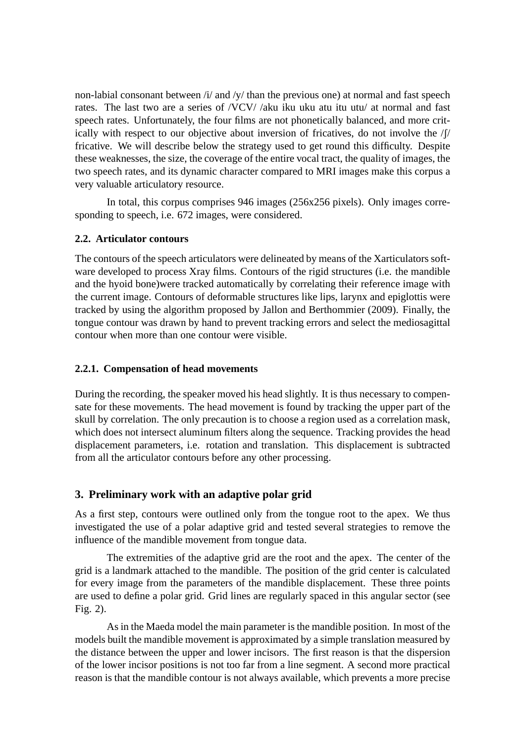non-labial consonant between /i/ and /y/ than the previous one) at normal and fast speech rates. The last two are a series of /VCV/ /aku iku uku atu itu utu/ at normal and fast speech rates. Unfortunately, the four films are not phonetically balanced, and more critically with respect to our objective about inversion of fricatives, do not involve the /ʃ/ fricative. We will describe below the strategy used to get round this difficulty. Despite these weaknesses, the size, the coverage of the entire vocal tract, the quality of images, the two speech rates, and its dynamic character compared to MRI images make this corpus a very valuable articulatory resource.

In total, this corpus comprises 946 images (256x256 pixels). Only images corresponding to speech, i.e. 672 images, were considered.

### 2.2. Articulator contours

The contours of the speech articulators were delineated by means of the Xarticulators software developed to process Xray films. Contours of the rigid structures (i.e. the mandible and the hyoid bone)were tracked automatically by correlating their reference image with the current image. Contours of deformable structures like lips, larynx and epiglottis were tracked by using the algorithm proposed by Jallon and Berthommier (2009). Finally, the tongue contour was drawn by hand to prevent tracking errors and select the mediosagittal contour when more than one contour were visible.

#### 2.2.1. Compensation of head movements

During the recording, the speaker moved his head slightly. It is thus necessary to compensate for these movements. The head movement is found by tracking the upper part of the skull by correlation. The only precaution is to choose a region used as a correlation mask, which does not intersect aluminum filters along the sequence. Tracking provides the head displacement parameters, i.e. rotation and translation. This displacement is subtracted from all the articulator contours before any other processing.

## 3. Preliminary work with an adaptive polar grid

As a first step, contours were outlined only from the tongue root to the apex. We thus investigated the use of a polar adaptive grid and tested several strategies to remove the influence of the mandible movement from tongue data.

The extremities of the adaptive grid are the root and the apex. The center of the grid is a landmark attached to the mandible. The position of the grid center is calculated for every image from the parameters of the mandible displacement. These three points are used to define a polar grid. Grid lines are regularly spaced in this angular sector (see Fig. 2).

As in the Maeda model the main parameter is the mandible position. In most of the models built the mandible movement is approximated by a simple translation measured by the distance between the upper and lower incisors. The first reason is that the dispersion of the lower incisor positions is not too far from a line segment. A second more practical reason is that the mandible contour is not always available, which prevents a more precise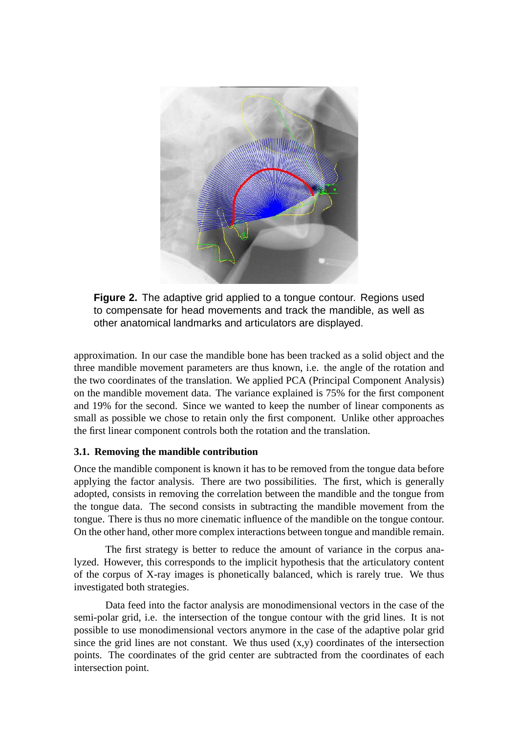**Figure 2.** The adaptive grid applied to a tongue contour. Regions used to compensate for head movements and track the mandible, as well as other anatomical landmarks and articulators are displayed.

approximation. In our case the mandible bone has been tracked as a solid object and the three mandible movement parameters are thus known, i.e. the angle of the rotation and the two coordinates of the translation. We applied PCA (Principal Component Analysis) on the mandible movement data. The variance explained is 75% for the first component and 19% for the second. Since we wanted to keep the number of linear components as small as possible we chose to retain only the first component. Unlike other approaches the first linear component controls both the rotation and the translation.

### 3.1. Removing the mandible contribution

Once the mandible component is known it has to be removed from the tongue data before applying the factor analysis. There are two possibilities. The first, which is generally adopted, consists in removing the correlation between the mandible and the tongue from the tongue data. The second consists in subtracting the mandible movement from the tongue. There is thus no more cinematic influence of the mandible on the tongue contour. On the other hand, other more complex interactions between tongue and mandible remain.

The first strategy is better to reduce the amount of variance in the corpus analyzed. However, this corresponds to the implicit hypothesis that the articulatory content of the corpus of X-ray images is phonetically balanced, which is rarely true. We thus investigated both strategies.

Data feed into the factor analysis are monodimensional vectors in the case of the semi-polar grid, i.e. the intersection of the tongue contour with the grid lines. It is not possible to use monodimensional vectors anymore in the case of the adaptive polar grid since the grid lines are not constant. We thus used (x,y) coordinates of the intersection points. The coordinates of the grid center are subtracted from the coordinates of each intersection point.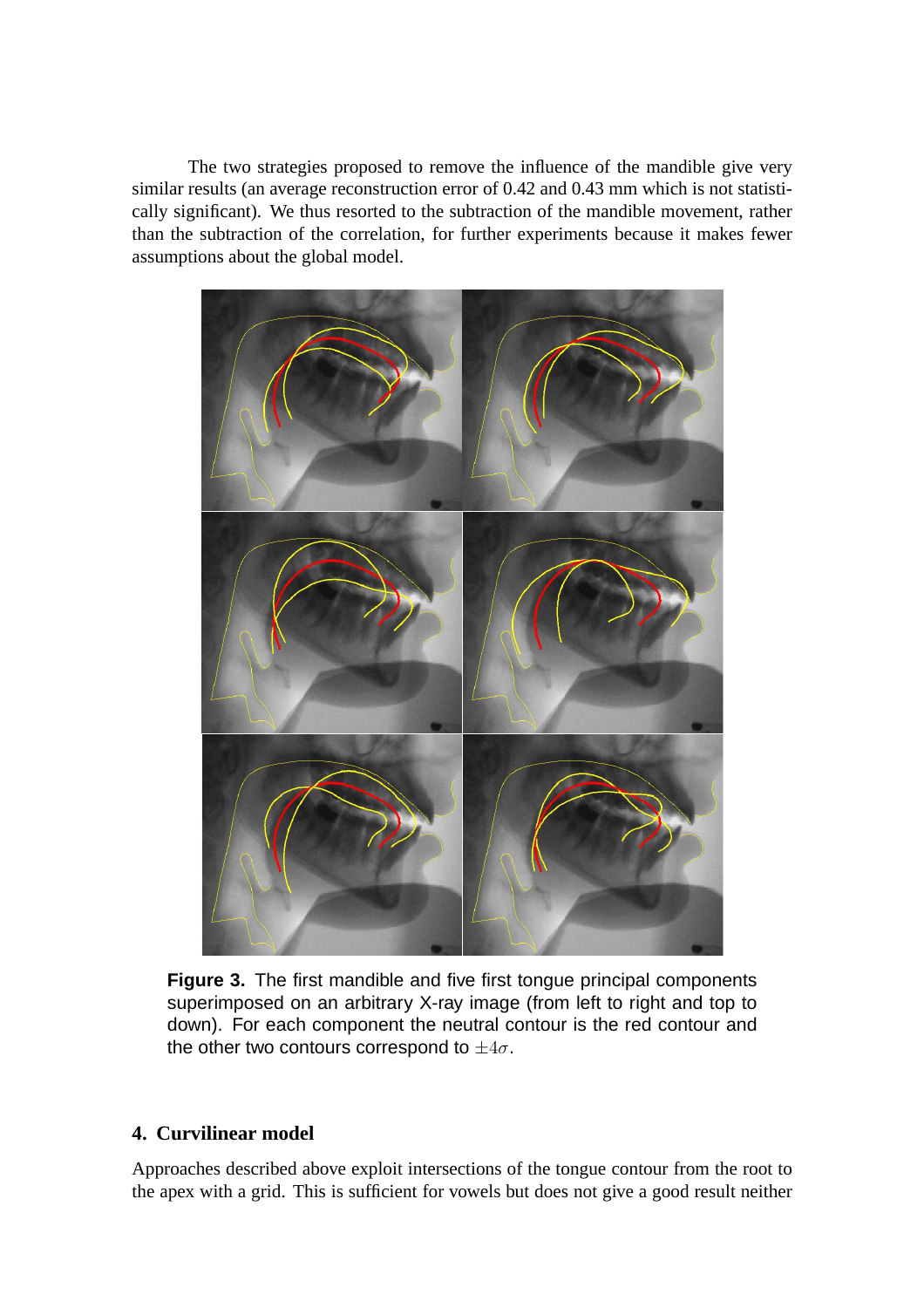The two strategies proposed to remove the influence of the mandible give very similar results (an average reconstruction error of 0.42 and 0.43 mm which is not statistically significant). We thus resorted to the subtraction of the mandible movement, rather than the subtraction of the correlation, for further experiments because it makes fewer assumptions about the global model.

**Figure 3.** The first mandible and five first tongue principal components superimposed on an arbitrary X-ray image (from left to right and top to down). For each component the neutral contour is the red contour and the other two contours correspond to $\pm 4\sigma$.

## 4. Curvilinear model

Approaches described above exploit intersections of the tongue contour from the root to the apex with a grid. This is sufficient for vowels but does not give a good result neither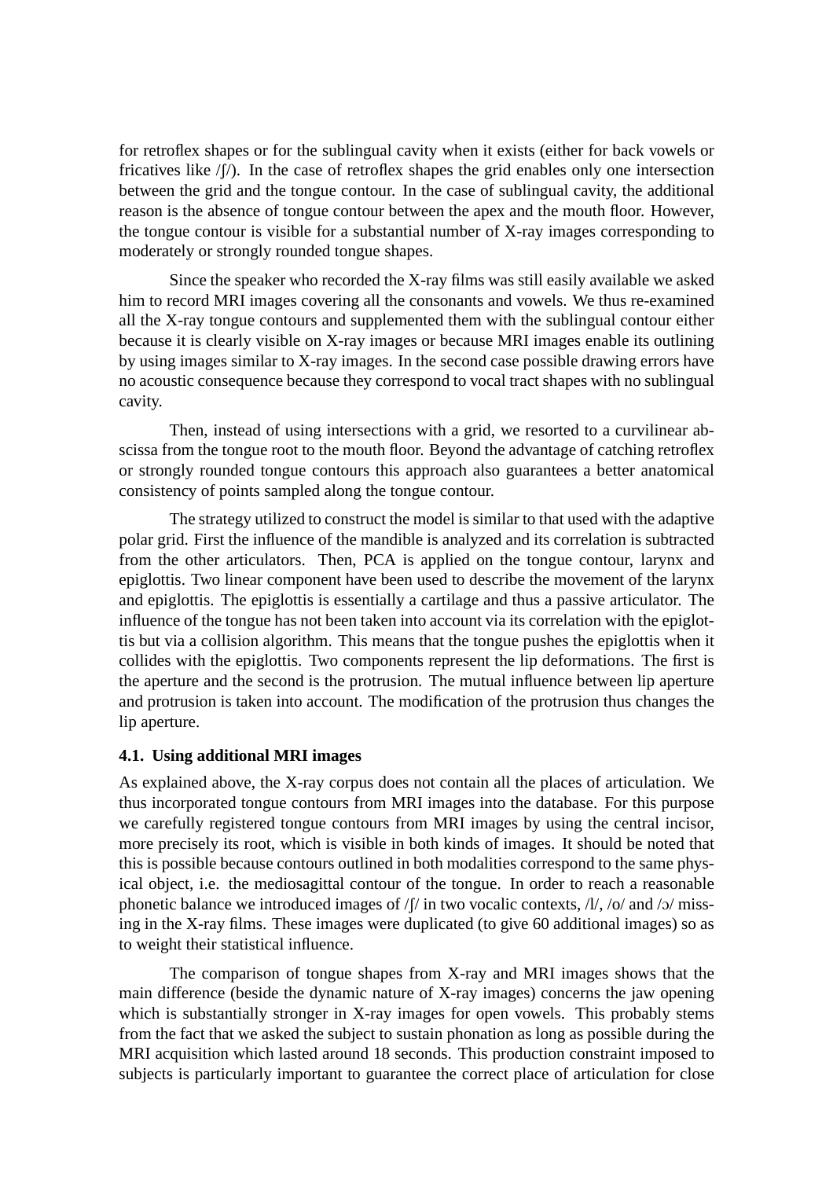for retroflex shapes or for the sublingual cavity when it exists (either for back vowels or fricatives like /ʃ/). In the case of retroflex shapes the grid enables only one intersection between the grid and the tongue contour. In the case of sublingual cavity, the additional reason is the absence of tongue contour between the apex and the mouth floor. However, the tongue contour is visible for a substantial number of X-ray images corresponding to moderately or strongly rounded tongue shapes.

Since the speaker who recorded the X-ray films was still easily available we asked him to record MRI images covering all the consonants and vowels. We thus re-examined all the X-ray tongue contours and supplemented them with the sublingual contour either because it is clearly visible on X-ray images or because MRI images enable its outlining by using images similar to X-ray images. In the second case possible drawing errors have no acoustic consequence because they correspond to vocal tract shapes with no sublingual cavity.

Then, instead of using intersections with a grid, we resorted to a curvilinear abscissa from the tongue root to the mouth floor. Beyond the advantage of catching retroflex or strongly rounded tongue contours this approach also guarantees a better anatomical consistency of points sampled along the tongue contour.

The strategy utilized to construct the model is similar to that used with the adaptive polar grid. First the influence of the mandible is analyzed and its correlation is subtracted from the other articulators. Then, PCA is applied on the tongue contour, larynx and epiglottis. Two linear component have been used to describe the movement of the larynx and epiglottis. The epiglottis is essentially a cartilage and thus a passive articulator. The influence of the tongue has not been taken into account via its correlation with the epiglottis but via a collision algorithm. This means that the tongue pushes the epiglottis when it collides with the epiglottis. Two components represent the lip deformations. The first is the aperture and the second is the protrusion. The mutual influence between lip aperture and protrusion is taken into account. The modification of the protrusion thus changes the lip aperture.

### 4.1. Using additional MRI images

As explained above, the X-ray corpus does not contain all the places of articulation. We thus incorporated tongue contours from MRI images into the database. For this purpose we carefully registered tongue contours from MRI images by using the central incisor, more precisely its root, which is visible in both kinds of images. It should be noted that this is possible because contours outlined in both modalities correspond to the same physical object, i.e. the mediosagittal contour of the tongue. In order to reach a reasonable phonetic balance we introduced images of /ʃ/ in two vocalic contexts, /l/, /o/ and /ɔ/ missing in the X-ray films. These images were duplicated (to give 60 additional images) so as to weight their statistical influence.

The comparison of tongue shapes from X-ray and MRI images shows that the main difference (beside the dynamic nature of X-ray images) concerns the jaw opening which is substantially stronger in X-ray images for open vowels. This probably stems from the fact that we asked the subject to sustain phonation as long as possible during the MRI acquisition which lasted around 18 seconds. This production constraint imposed to subjects is particularly important to guarantee the correct place of articulation for close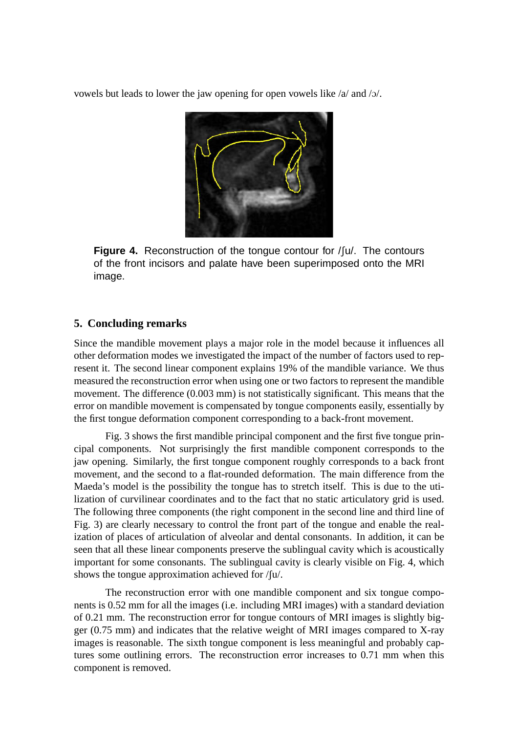vowels but leads to lower the jaw opening for open vowels like /a/ and /ɔ/.

**Figure 4.** Reconstruction of the tongue contour for /ʃu/. The contours of the front incisors and palate have been superimposed onto the MRI image.

## 5. Concluding remarks

Since the mandible movement plays a major role in the model because it influences all other deformation modes we investigated the impact of the number of factors used to represent it. The second linear component explains 19% of the mandible variance. We thus measured the reconstruction error when using one or two factors to represent the mandible movement. The difference (0.003 mm) is not statistically significant. This means that the error on mandible movement is compensated by tongue components easily, essentially by the first tongue deformation component corresponding to a back-front movement.

Fig. 3 shows the first mandible principal component and the first five tongue principal components. Not surprisingly the first mandible component corresponds to the jaw opening. Similarly, the first tongue component roughly corresponds to a back front movement, and the second to a flat-rounded deformation. The main difference from the Maeda's model is the possibility the tongue has to stretch itself. This is due to the utilization of curvilinear coordinates and to the fact that no static articulatory grid is used. The following three components (the right component in the second line and third line of Fig. 3) are clearly necessary to control the front part of the tongue and enable the realization of places of articulation of alveolar and dental consonants. In addition, it can be seen that all these linear components preserve the sublingual cavity which is acoustically important for some consonants. The sublingual cavity is clearly visible on Fig. 4, which shows the tongue approximation achieved for /ʃu/.

The reconstruction error with one mandible component and six tongue components is 0.52 mm for all the images (i.e. including MRI images) with a standard deviation of 0.21 mm. The reconstruction error for tongue contours of MRI images is slightly bigger (0.75 mm) and indicates that the relative weight of MRI images compared to X-ray images is reasonable. The sixth tongue component is less meaningful and probably captures some outlining errors. The reconstruction error increases to 0.71 mm when this component is removed.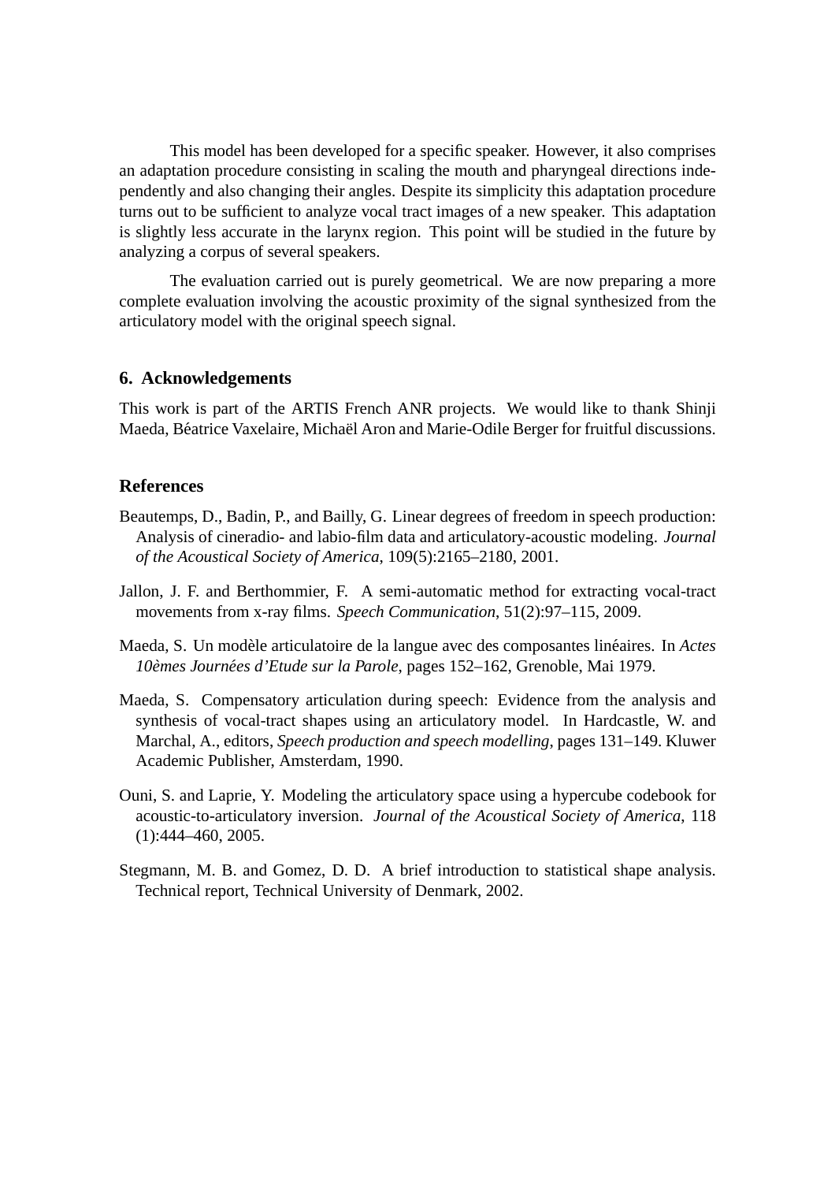This model has been developed for a specific speaker. However, it also comprises an adaptation procedure consisting in scaling the mouth and pharyngeal directions independently and also changing their angles. Despite its simplicity this adaptation procedure turns out to be sufficient to analyze vocal tract images of a new speaker. This adaptation is slightly less accurate in the larynx region. This point will be studied in the future by analyzing a corpus of several speakers.

The evaluation carried out is purely geometrical. We are now preparing a more complete evaluation involving the acoustic proximity of the signal synthesized from the articulatory model with the original speech signal.

## 6. Acknowledgements

This work is part of the ARTIS French ANR projects. We would like to thank Shinji Maeda, Béatrice Vaxelaire, Michaël Aron and Marie-Odile Berger for fruitful discussions.

## References

Beautemps, D., Badin, P., and Bailly, G. Linear degrees of freedom in speech production: Analysis of cineradio- and labio-film data and articulatory-acoustic modeling. *Journal of the Acoustical Society of America*, 109(5):2165–2180, 2001.

Jallon, J. F. and Berthommier, F. A semi-automatic method for extracting vocal-tract movements from x-ray films. *Speech Communication*, 51(2):97–115, 2009.

Maeda, S. Un modèle articulatoire de la langue avec des composantes linéaires. In *Actes 10èmes Journées d'Etude sur la Parole*, pages 152–162, Grenoble, Mai 1979.

Maeda, S. Compensatory articulation during speech: Evidence from the analysis and synthesis of vocal-tract shapes using an articulatory model. In Hardcastle, W. and Marchal, A., editors, *Speech production and speech modelling*, pages 131–149. Kluwer Academic Publisher, Amsterdam, 1990.

Ouni, S. and Laprie, Y. Modeling the articulatory space using a hypercube codebook for acoustic-to-articulatory inversion. *Journal of the Acoustical Society of America*, 118 (1):444–460, 2005.

Stegmann, M. B. and Gomez, D. D. A brief introduction to statistical shape analysis. Technical report, Technical University of Denmark, 2002.